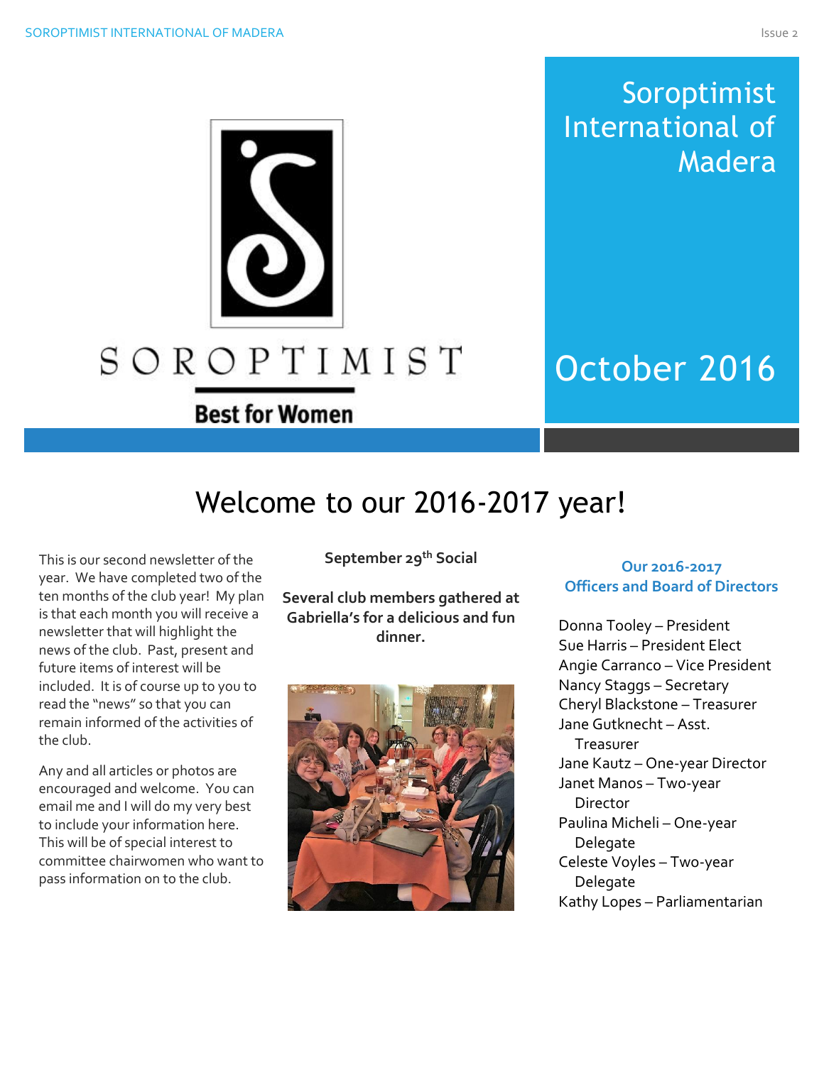# Soroptimist International of Madera

SOROPTIMIST

**Best for Women**

October 2016

## Welcome to our 2016-2017 year!

This is our second newsletter of the year. We have completed two of the ten months of the club year! My plan is that each month you will receive a newsletter that will highlight the news of the club. Past, present and future items of interest will be included. It is of course up to you to read the "news" so that you can remain informed of the activities of the club.

Any and all articles or photos are encouraged and welcome. You can email me and I will do my very best to include your information here. This will be of special interest to committee chairwomen who want to pass information on to the club.

**September 29th Social**

**Several club members gathered at Gabriella's for a delicious and fun dinner.**

### Our 2016-2017 Officers and Board of Directors

Donna Tooley – President
Sue Harris – President Elect
Angie Carranco – Vice President
Nancy Staggs – Secretary
Cheryl Blackstone – Treasurer
Jane Gutknecht – Asst. Treasurer
Jane Kautz – One-year Director
Janet Manos – Two-year Director
Paulina Micheli – One-year Delegate
Celeste Voyles – Two-year Delegate
Kathy Lopes – Parliamentarian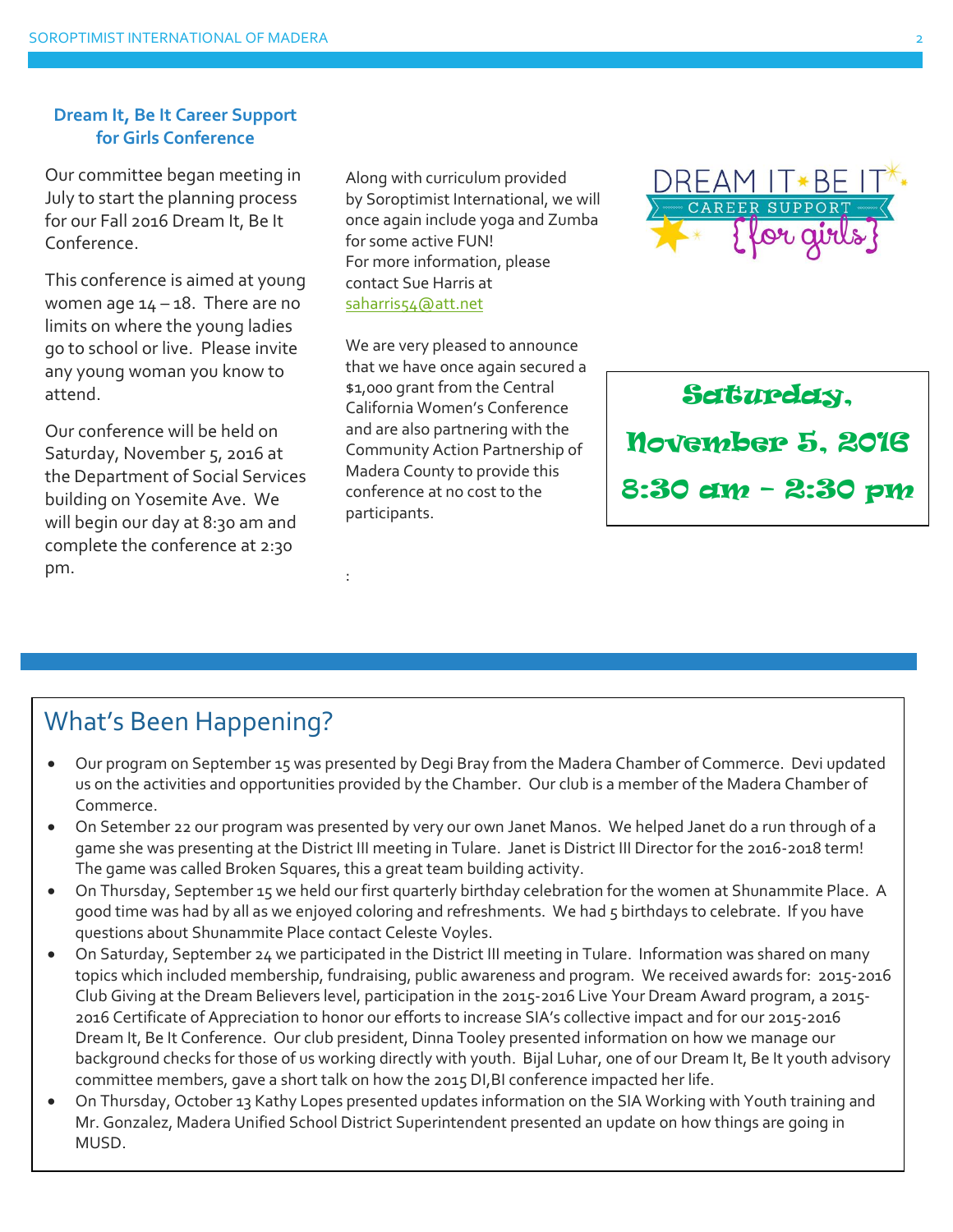## Dream It, Be It Career Support for Girls Conference

Our committee began meeting in July to start the planning process for our Fall 2016 Dream It, Be It Conference.

This conference is aimed at young women age 14 – 18. There are no limits on where the young ladies go to school or live. Please invite any young woman you know to attend.

Our conference will be held on Saturday, November 5, 2016 at the Department of Social Services building on Yosemite Ave. We will begin our day at 8:30 am and complete the conference at 2:30 pm.

Along with curriculum provided by Soroptimist International, we will once again include yoga and Zumba for some active FUN!
For more information, please contact Sue Harris at saharris54@att.net

We are very pleased to announce that we have once again secured a $1,000 grant from the Central California Women's Conference and are also partnering with the Community Action Partnership of Madera County to provide this conference at no cost to the participants.

DREAM IT BE IT
CAREER SUPPORT
{for girls}

**Saturday, November 5, 2016**
**8:30 am – 2:30 pm**

## What's Been Happening?

- Our program on September 15 was presented by Degi Bray from the Madera Chamber of Commerce. Devi updated us on the activities and opportunities provided by the Chamber. Our club is a member of the Madera Chamber of Commerce.
- On Setember 22 our program was presented by very our own Janet Manos. We helped Janet do a run through of a game she was presenting at the District III meeting in Tulare. Janet is District III Director for the 2016-2018 term! The game was called Broken Squares, this a great team building activity.
- On Thursday, September 15 we held our first quarterly birthday celebration for the women at Shunammite Place. A good time was had by all as we enjoyed coloring and refreshments. We had 5 birthdays to celebrate. If you have questions about Shunammite Place contact Celeste Voyles.
- On Saturday, September 24 we participated in the District III meeting in Tulare. Information was shared on many topics which included membership, fundraising, public awareness and program. We received awards for: 2015-2016 Club Giving at the Dream Believers level, participation in the 2015-2016 Live Your Dream Award program, a 2015-2016 Certificate of Appreciation to honor our efforts to increase SIA's collective impact and for our 2015-2016 Dream It, Be It Conference. Our club president, Dinna Tooley presented information on how we manage our background checks for those of us working directly with youth. Bijal Luhar, one of our Dream It, Be It youth advisory committee members, gave a short talk on how the 2015 DI,BI conference impacted her life.
- On Thursday, October 13 Kathy Lopes presented updates information on the SIA Working with Youth training and Mr. Gonzalez, Madera Unified School District Superintendent presented an update on how things are going in MUSD.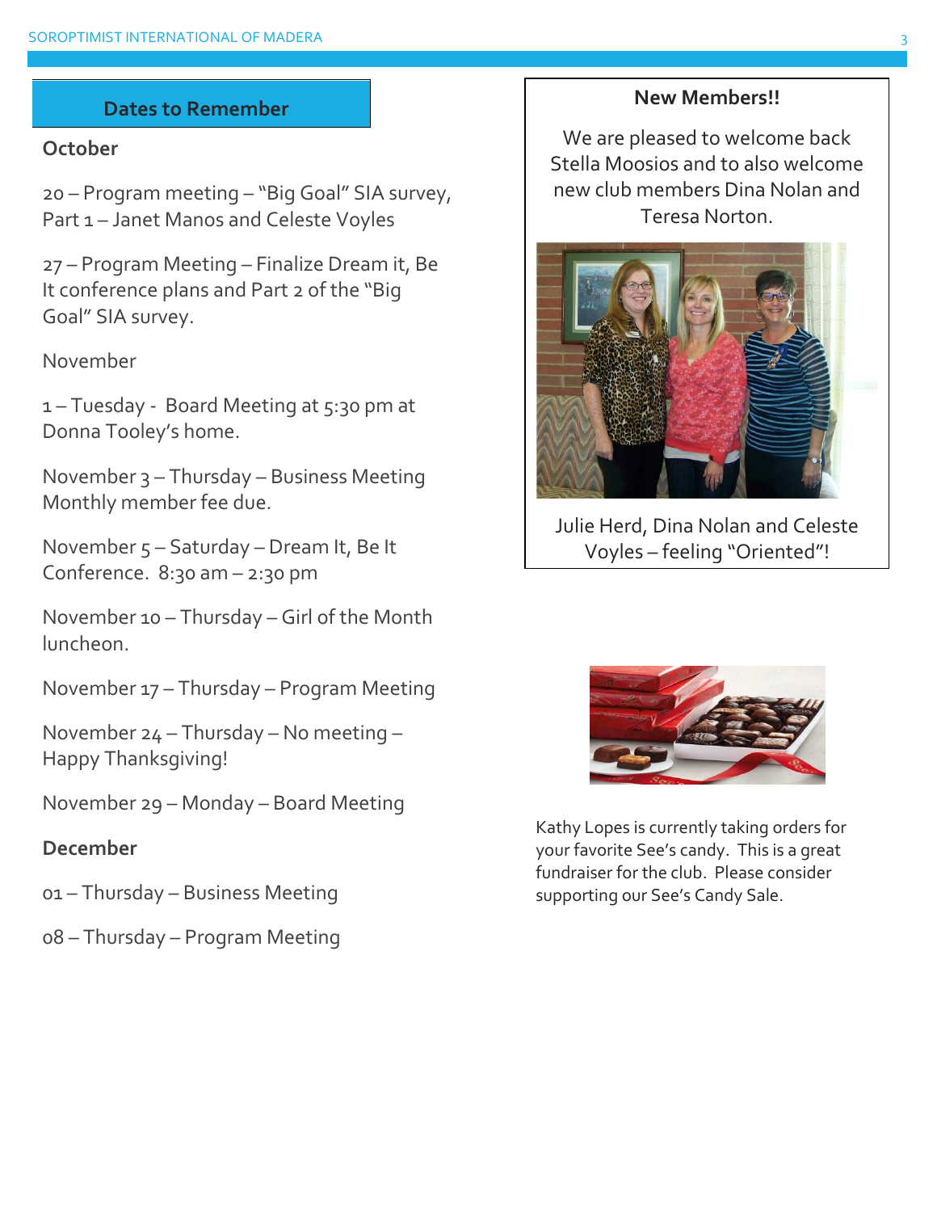## Dates to Remember

**October**

20 – Program meeting – "Big Goal" SIA survey, Part 1 – Janet Manos and Celeste Voyles

27 – Program Meeting – Finalize Dream it, Be It conference plans and Part 2 of the "Big Goal" SIA survey.

November

1 – Tuesday - Board Meeting at 5:30 pm at Donna Tooley's home.

November 3 – Thursday – Business Meeting Monthly member fee due.

November 5 – Saturday – Dream It, Be It Conference. 8:30 am – 2:30 pm

November 10 – Thursday – Girl of the Month luncheon.

November 17 – Thursday – Program Meeting

November 24 – Thursday – No meeting – Happy Thanksgiving!

November 29 – Monday – Board Meeting

**December**

01 – Thursday – Business Meeting

08 – Thursday – Program Meeting

**New Members!!**

We are pleased to welcome back Stella Moosios and to also welcome new club members Dina Nolan and Teresa Norton.

Julie Herd, Dina Nolan and Celeste Voyles – feeling "Oriented"!

Kathy Lopes is currently taking orders for your favorite See's candy. This is a great fundraiser for the club. Please consider supporting our See's Candy Sale.